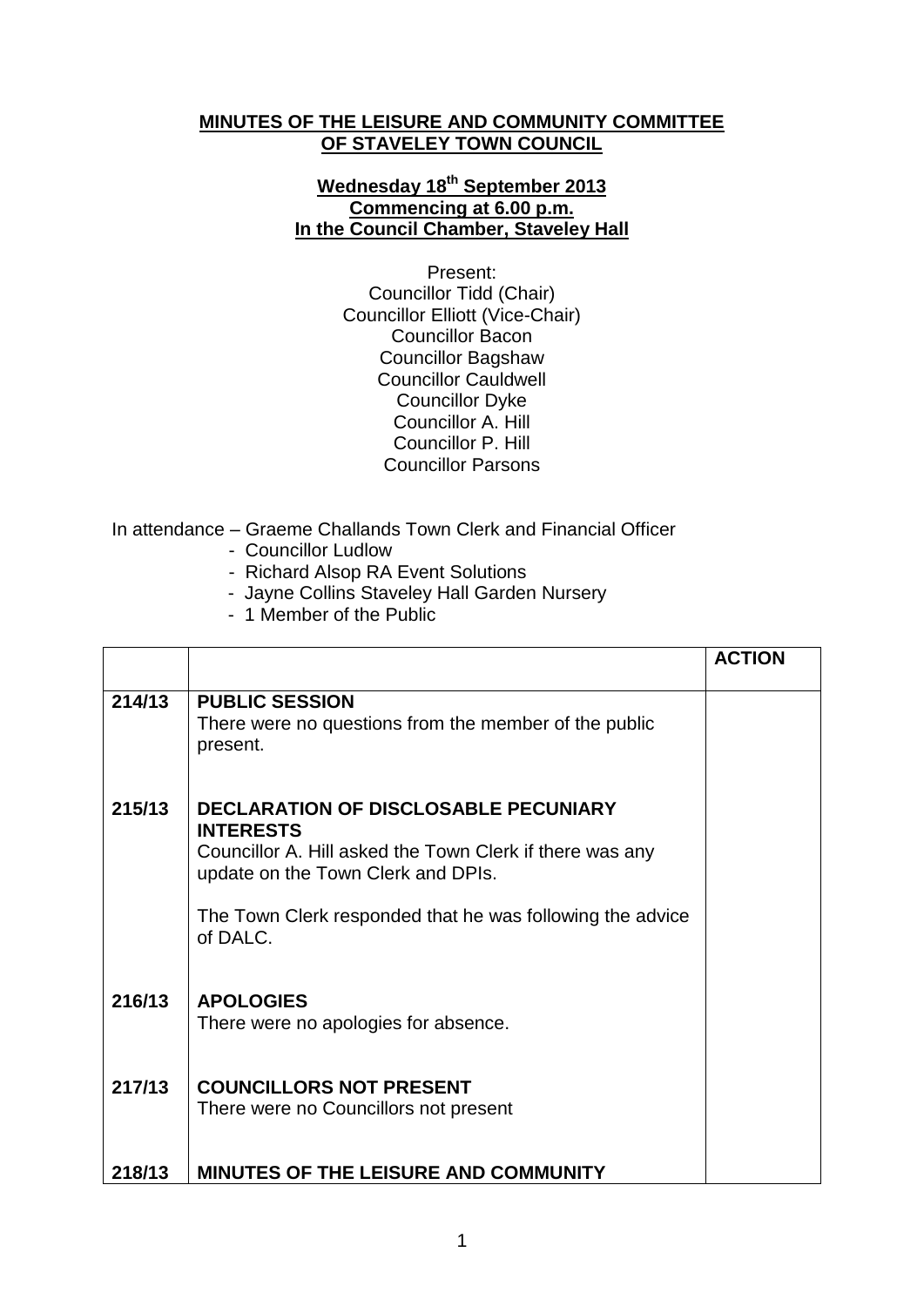**MINUTES OF THE LEISURE AND COMMUNITY COMMITTEE OF STAVELEY TOWN COUNCIL**

**Wednesday 18th September 2013**
**Commencing at 6.00 p.m.**
**In the Council Chamber, Staveley Hall**

Present:
Councillor Tidd (Chair)
Councillor Elliott (Vice-Chair)
Councillor Bacon
Councillor Bagshaw
Councillor Cauldwell
Councillor Dyke
Councillor A. Hill
Councillor P. Hill
Councillor Parsons

In attendance – Graeme Challands Town Clerk and Financial Officer
- Councillor Ludlow
- Richard Alsop RA Event Solutions
- Jayne Collins Staveley Hall Garden Nursery
- 1 Member of the Public

| | | **ACTION** |
|---|---|---|
| **214/13** | **PUBLIC SESSION**<br>There were no questions from the member of the public present. | |
| **215/13** | **DECLARATION OF DISCLOSABLE PECUNIARY INTERESTS**<br>Councillor A. Hill asked the Town Clerk if there was any update on the Town Clerk and DPIs.<br><br>The Town Clerk responded that he was following the advice of DALC. | |
| **216/13** | **APOLOGIES**<br>There were no apologies for absence. | |
| **217/13** | **COUNCILLORS NOT PRESENT**<br>There were no Councillors not present | |
| **218/13** | **MINUTES OF THE LEISURE AND COMMUNITY** | |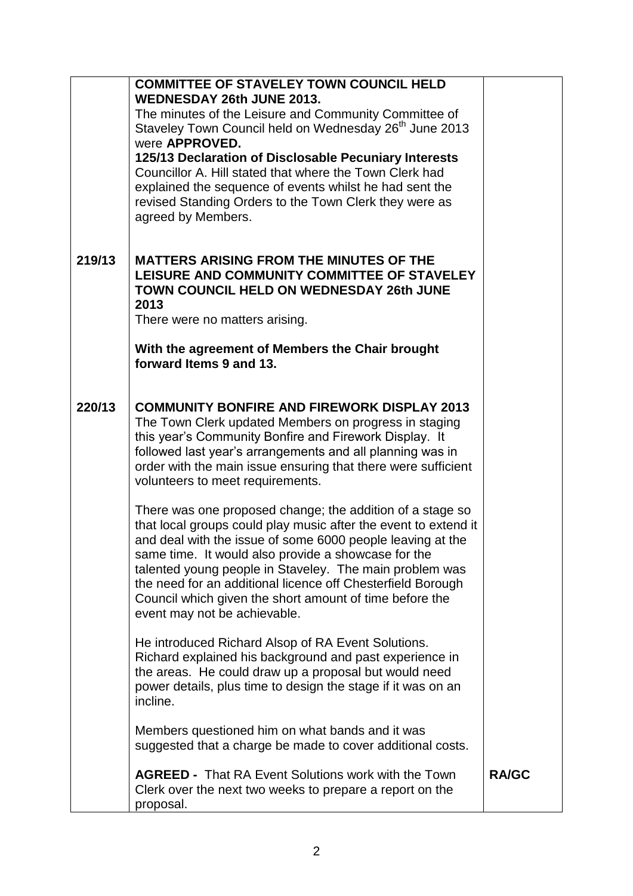| | | |
|---|---|---|
| | **COMMITTEE OF STAVELEY TOWN COUNCIL HELD WEDNESDAY 26th JUNE 2013.**<br>The minutes of the Leisure and Community Committee of Staveley Town Council held on Wednesday 26th June 2013 were **APPROVED.**<br>**125/13 Declaration of Disclosable Pecuniary Interests**<br>Councillor A. Hill stated that where the Town Clerk had explained the sequence of events whilst he had sent the revised Standing Orders to the Town Clerk they were as agreed by Members. | |
| **219/13** | **MATTERS ARISING FROM THE MINUTES OF THE LEISURE AND COMMUNITY COMMITTEE OF STAVELEY TOWN COUNCIL HELD ON WEDNESDAY 26th JUNE 2013**<br>There were no matters arising.<br><br>**With the agreement of Members the Chair brought forward Items 9 and 13.** | |
| **220/13** | **COMMUNITY BONFIRE AND FIREWORK DISPLAY 2013**<br>The Town Clerk updated Members on progress in staging this year's Community Bonfire and Firework Display. It followed last year's arrangements and all planning was in order with the main issue ensuring that there were sufficient volunteers to meet requirements.<br><br>There was one proposed change; the addition of a stage so that local groups could play music after the event to extend it and deal with the issue of some 6000 people leaving at the same time. It would also provide a showcase for the talented young people in Staveley. The main problem was the need for an additional licence off Chesterfield Borough Council which given the short amount of time before the event may not be achievable.<br><br>He introduced Richard Alsop of RA Event Solutions. Richard explained his background and past experience in the areas. He could draw up a proposal but would need power details, plus time to design the stage if it was on an incline.<br><br>Members questioned him on what bands and it was suggested that a charge be made to cover additional costs.<br><br>**AGREED -** That RA Event Solutions work with the Town Clerk over the next two weeks to prepare a report on the proposal. | **RA/GC** |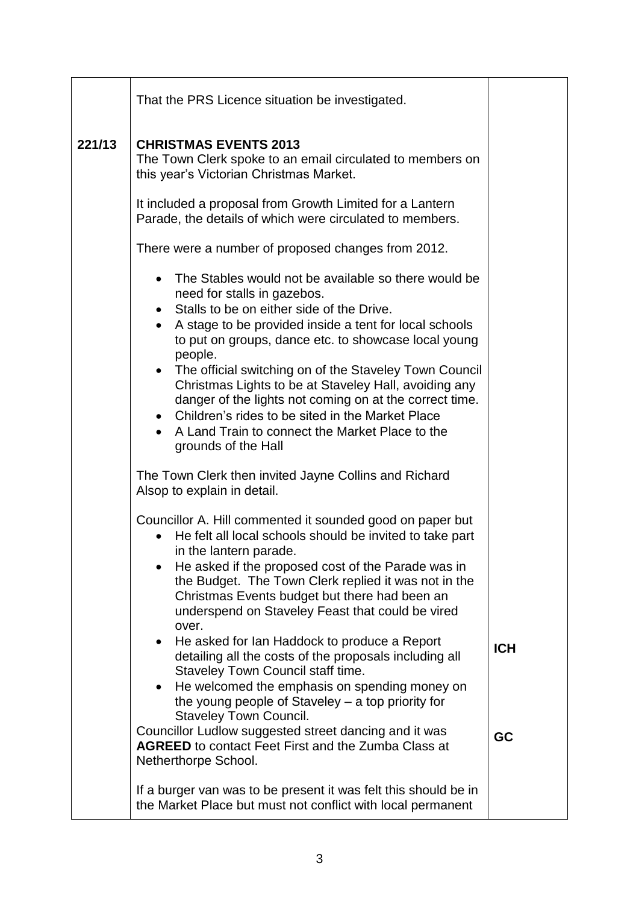| | | |
|---|---|---|
| | That the PRS Licence situation be investigated. | |
| **221/13** | **CHRISTMAS EVENTS 2013**<br>The Town Clerk spoke to an email circulated to members on this year's Victorian Christmas Market.<br><br>It included a proposal from Growth Limited for a Lantern Parade, the details of which were circulated to members.<br><br>There were a number of proposed changes from 2012.<br><br>• The Stables would not be available so there would be need for stalls in gazebos.<br>• Stalls to be on either side of the Drive.<br>• A stage to be provided inside a tent for local schools to put on groups, dance etc. to showcase local young people.<br>• The official switching on of the Staveley Town Council Christmas Lights to be at Staveley Hall, avoiding any danger of the lights not coming on at the correct time.<br>• Children's rides to be sited in the Market Place<br>• A Land Train to connect the Market Place to the grounds of the Hall<br><br>The Town Clerk then invited Jayne Collins and Richard Alsop to explain in detail.<br><br>Councillor A. Hill commented it sounded good on paper but<br>• He felt all local schools should be invited to take part in the lantern parade.<br>• He asked if the proposed cost of the Parade was in the Budget. The Town Clerk replied it was not in the Christmas Events budget but there had been an underspend on Staveley Feast that could be vired over.<br>• He asked for Ian Haddock to produce a Report detailing all the costs of the proposals including all Staveley Town Council staff time.<br>• He welcomed the emphasis on spending money on the young people of Staveley – a top priority for Staveley Town Council.<br>Councillor Ludlow suggested street dancing and it was **AGREED** to contact Feet First and the Zumba Class at Netherthorpe School.<br><br>If a burger van was to be present it was felt this should be in the Market Place but must not conflict with local permanent | <br><br><br><br><br><br><br><br><br><br><br><br><br><br><br><br><br><br><br><br><br><br><br><br><br><br><br><br><br>**ICH**<br><br><br><br><br>**GC** |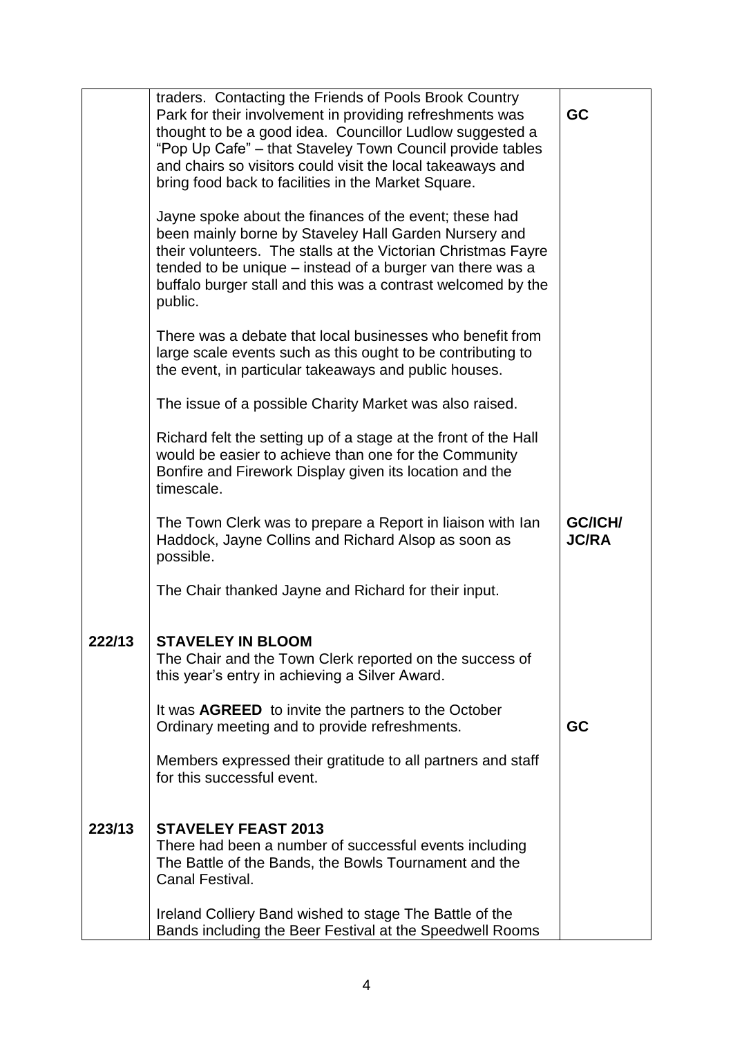| | | |
|---|---|---|
| | traders. Contacting the Friends of Pools Brook Country Park for their involvement in providing refreshments was thought to be a good idea. Councillor Ludlow suggested a "Pop Up Cafe" – that Staveley Town Council provide tables and chairs so visitors could visit the local takeaways and bring food back to facilities in the Market Square.<br><br>Jayne spoke about the finances of the event; these had been mainly borne by Staveley Hall Garden Nursery and their volunteers. The stalls at the Victorian Christmas Fayre tended to be unique – instead of a burger van there was a buffalo burger stall and this was a contrast welcomed by the public.<br><br>There was a debate that local businesses who benefit from large scale events such as this ought to be contributing to the event, in particular takeaways and public houses.<br><br>The issue of a possible Charity Market was also raised.<br><br>Richard felt the setting up of a stage at the front of the Hall would be easier to achieve than one for the Community Bonfire and Firework Display given its location and the timescale.<br><br>The Town Clerk was to prepare a Report in liaison with Ian Haddock, Jayne Collins and Richard Alsop as soon as possible.<br><br>The Chair thanked Jayne and Richard for their input. | **GC**<br><br><br><br><br><br><br><br><br><br><br><br><br><br><br><br><br><br>**GC/ICH/ JC/RA** |
| **222/13** | **STAVELEY IN BLOOM**<br>The Chair and the Town Clerk reported on the success of this year's entry in achieving a Silver Award.<br><br>It was **AGREED** to invite the partners to the October Ordinary meeting and to provide refreshments.<br><br>Members expressed their gratitude to all partners and staff for this successful event. | <br><br><br><br>**GC** |
| **223/13** | **STAVELEY FEAST 2013**<br>There had been a number of successful events including The Battle of the Bands, the Bowls Tournament and the Canal Festival.<br><br>Ireland Colliery Band wished to stage The Battle of the Bands including the Beer Festival at the Speedwell Rooms | |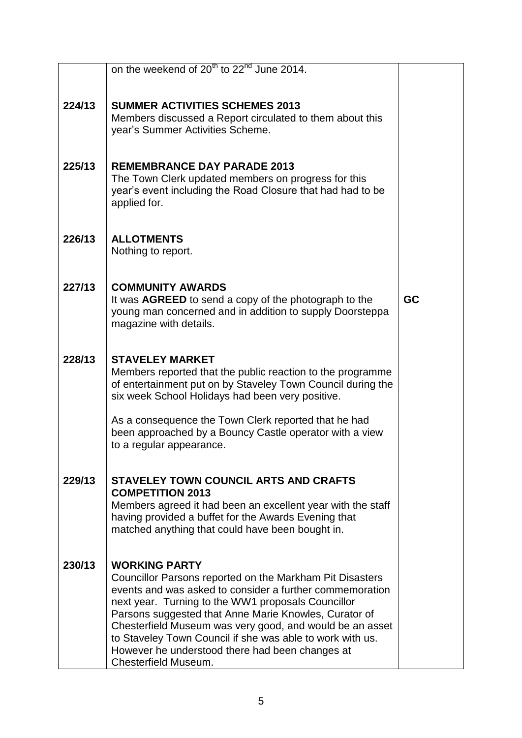| | | |
|---|---|---|
| | on the weekend of 20th to 22nd June 2014. | |
| **224/13** | **SUMMER ACTIVITIES SCHEMES 2013**<br>Members discussed a Report circulated to them about this year's Summer Activities Scheme. | |
| **225/13** | **REMEMBRANCE DAY PARADE 2013**<br>The Town Clerk updated members on progress for this year's event including the Road Closure that had had to be applied for. | |
| **226/13** | **ALLOTMENTS**<br>Nothing to report. | |
| **227/13** | **COMMUNITY AWARDS**<br>It was **AGREED** to send a copy of the photograph to the young man concerned and in addition to supply Doorsteppa magazine with details. | **GC** |
| **228/13** | **STAVELEY MARKET**<br>Members reported that the public reaction to the programme of entertainment put on by Staveley Town Council during the six week School Holidays had been very positive.<br><br>As a consequence the Town Clerk reported that he had been approached by a Bouncy Castle operator with a view to a regular appearance. | |
| **229/13** | **STAVELEY TOWN COUNCIL ARTS AND CRAFTS COMPETITION 2013**<br>Members agreed it had been an excellent year with the staff having provided a buffet for the Awards Evening that matched anything that could have been bought in. | |
| **230/13** | **WORKING PARTY**<br>Councillor Parsons reported on the Markham Pit Disasters events and was asked to consider a further commemoration next year. Turning to the WW1 proposals Councillor Parsons suggested that Anne Marie Knowles, Curator of Chesterfield Museum was very good, and would be an asset to Staveley Town Council if she was able to work with us. However he understood there had been changes at Chesterfield Museum. | |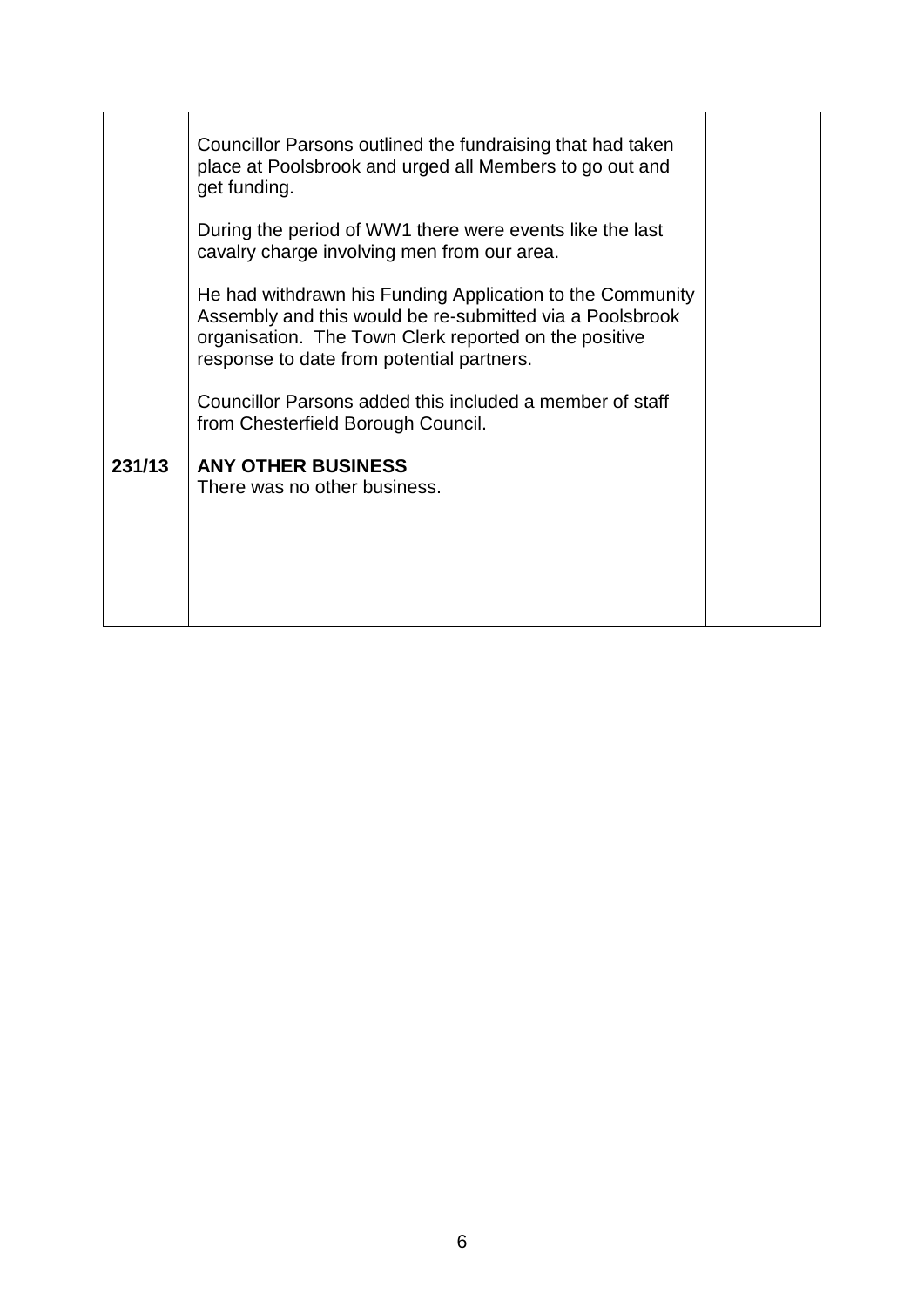| | | |
|---|---|---|
| | Councillor Parsons outlined the fundraising that had taken place at Poolsbrook and urged all Members to go out and get funding.<br><br>During the period of WW1 there were events like the last cavalry charge involving men from our area.<br><br>He had withdrawn his Funding Application to the Community Assembly and this would be re-submitted via a Poolsbrook organisation. The Town Clerk reported on the positive response to date from potential partners.<br><br>Councillor Parsons added this included a member of staff from Chesterfield Borough Council. | |
| **231/13** | **ANY OTHER BUSINESS**<br>There was no other business. | |